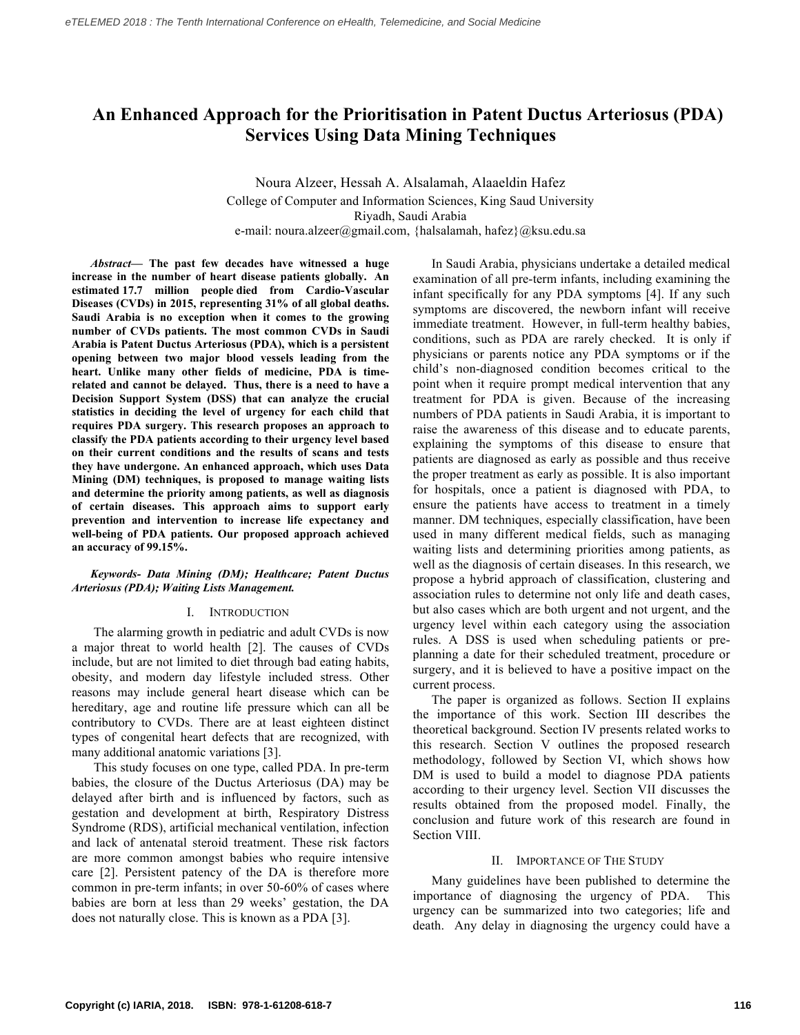# An Enhanced Approach for the Prioritisation in Patent Ductus Arteriosus (PDA) Services Using Data Mining Techniques

Noura Alzeer, Hessah A. Alsalamah, Alaaeldin Hafez
College of Computer and Information Sciences, King Saud University
Riyadh, Saudi Arabia
e-mail: noura.alzeer@gmail.com, {halsalamah, hafez}@ksu.edu.sa

***Abstract*— The past few decades have witnessed a huge increase in the number of heart disease patients globally. An estimated 17.7 million people died from Cardio-Vascular Diseases (CVDs) in 2015, representing 31% of all global deaths. Saudi Arabia is no exception when it comes to the growing number of CVDs patients. The most common CVDs in Saudi Arabia is Patent Ductus Arteriosus (PDA), which is a persistent opening between two major blood vessels leading from the heart. Unlike many other fields of medicine, PDA is time-related and cannot be delayed. Thus, there is a need to have a Decision Support System (DSS) that can analyze the crucial statistics in deciding the level of urgency for each child that requires PDA surgery. This research proposes an approach to classify the PDA patients according to their urgency level based on their current conditions and the results of scans and tests they have undergone. An enhanced approach, which uses Data Mining (DM) techniques, is proposed to manage waiting lists and determine the priority among patients, as well as diagnosis of certain diseases. This approach aims to support early prevention and intervention to increase life expectancy and well-being of PDA patients. Our proposed approach achieved an accuracy of 99.15%.**

***Keywords- Data Mining (DM); Healthcare; Patent Ductus Arteriosus (PDA); Waiting Lists Management.***

## I. Introduction

The alarming growth in pediatric and adult CVDs is now a major threat to world health [2]. The causes of CVDs include, but are not limited to diet through bad eating habits, obesity, and modern day lifestyle included stress. Other reasons may include general heart disease which can be hereditary, age and routine life pressure which can all be contributory to CVDs. There are at least eighteen distinct types of congenital heart defects that are recognized, with many additional anatomic variations [3].

This study focuses on one type, called PDA. In pre-term babies, the closure of the Ductus Arteriosus (DA) may be delayed after birth and is influenced by factors, such as gestation and development at birth, Respiratory Distress Syndrome (RDS), artificial mechanical ventilation, infection and lack of antenatal steroid treatment. These risk factors are more common amongst babies who require intensive care [2]. Persistent patency of the DA is therefore more common in pre-term infants; in over 50-60% of cases where babies are born at less than 29 weeks' gestation, the DA does not naturally close. This is known as a PDA [3].

In Saudi Arabia, physicians undertake a detailed medical examination of all pre-term infants, including examining the infant specifically for any PDA symptoms [4]. If any such symptoms are discovered, the newborn infant will receive immediate treatment. However, in full-term healthy babies, conditions, such as PDA are rarely checked. It is only if physicians or parents notice any PDA symptoms or if the child's non-diagnosed condition becomes critical to the point when it require prompt medical intervention that any treatment for PDA is given. Because of the increasing numbers of PDA patients in Saudi Arabia, it is important to raise the awareness of this disease and to educate parents, explaining the symptoms of this disease to ensure that patients are diagnosed as early as possible and thus receive the proper treatment as early as possible. It is also important for hospitals, once a patient is diagnosed with PDA, to ensure the patients have access to treatment in a timely manner. DM techniques, especially classification, have been used in many different medical fields, such as managing waiting lists and determining priorities among patients, as well as the diagnosis of certain diseases. In this research, we propose a hybrid approach of classification, clustering and association rules to determine not only life and death cases, but also cases which are both urgent and not urgent, and the urgency level within each category using the association rules. A DSS is used when scheduling patients or pre-planning a date for their scheduled treatment, procedure or surgery, and it is believed to have a positive impact on the current process.

The paper is organized as follows. Section II explains the importance of this work. Section III describes the theoretical background. Section IV presents related works to this research. Section V outlines the proposed research methodology, followed by Section VI, which shows how DM is used to build a model to diagnose PDA patients according to their urgency level. Section VII discusses the results obtained from the proposed model. Finally, the conclusion and future work of this research are found in Section VIII.

## II. Importance of The Study

Many guidelines have been published to determine the importance of diagnosing the urgency of PDA. This urgency can be summarized into two categories; life and death. Any delay in diagnosing the urgency could have a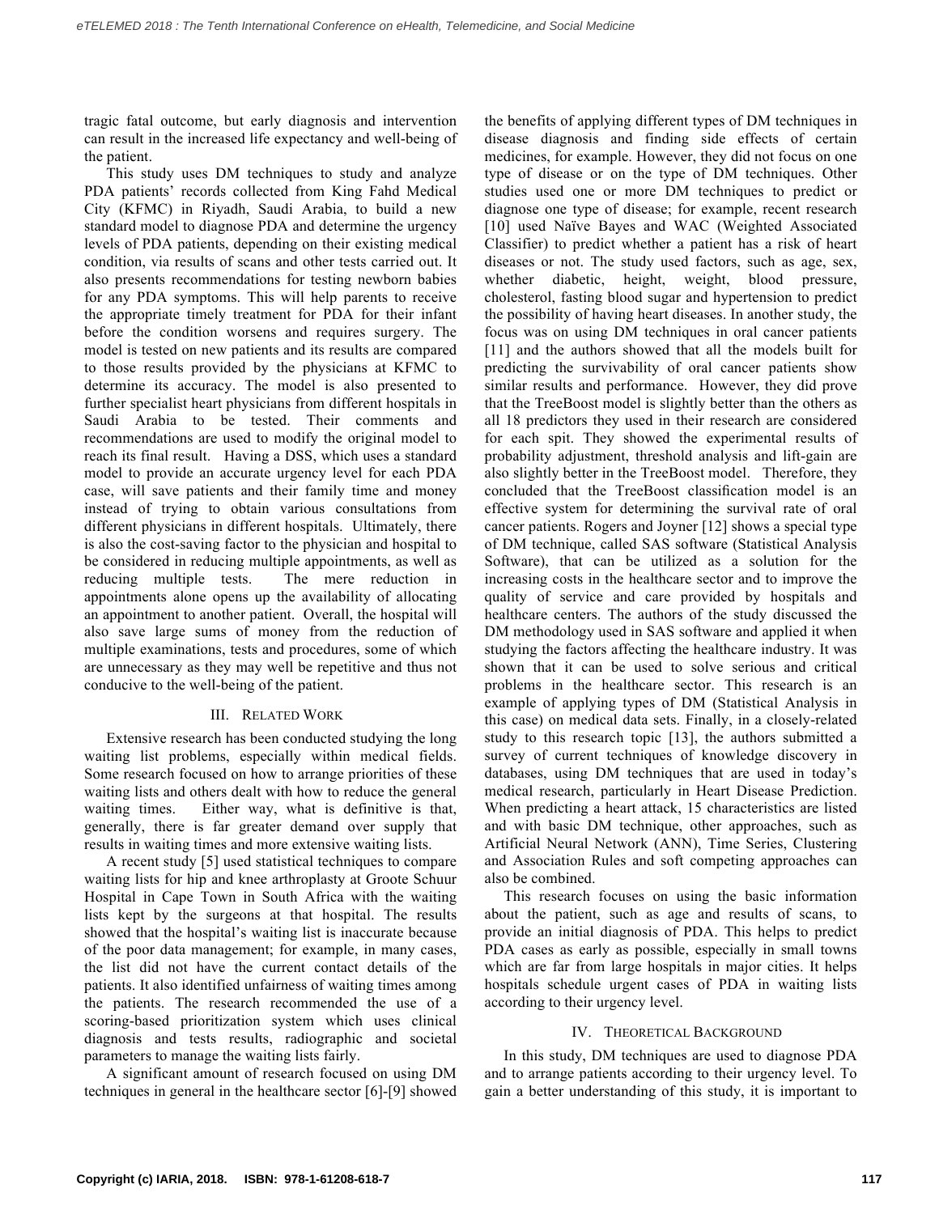tragic fatal outcome, but early diagnosis and intervention can result in the increased life expectancy and well-being of the patient.

This study uses DM techniques to study and analyze PDA patients' records collected from King Fahd Medical City (KFMC) in Riyadh, Saudi Arabia, to build a new standard model to diagnose PDA and determine the urgency levels of PDA patients, depending on their existing medical condition, via results of scans and other tests carried out. It also presents recommendations for testing newborn babies for any PDA symptoms. This will help parents to receive the appropriate timely treatment for PDA for their infant before the condition worsens and requires surgery. The model is tested on new patients and its results are compared to those results provided by the physicians at KFMC to determine its accuracy. The model is also presented to further specialist heart physicians from different hospitals in Saudi Arabia to be tested. Their comments and recommendations are used to modify the original model to reach its final result. Having a DSS, which uses a standard model to provide an accurate urgency level for each PDA case, will save patients and their family time and money instead of trying to obtain various consultations from different physicians in different hospitals. Ultimately, there is also the cost-saving factor to the physician and hospital to be considered in reducing multiple appointments, as well as reducing multiple tests. The mere reduction in appointments alone opens up the availability of allocating an appointment to another patient. Overall, the hospital will also save large sums of money from the reduction of multiple examinations, tests and procedures, some of which are unnecessary as they may well be repetitive and thus not conducive to the well-being of the patient.

## III. Related Work

Extensive research has been conducted studying the long waiting list problems, especially within medical fields. Some research focused on how to arrange priorities of these waiting lists and others dealt with how to reduce the general waiting times. Either way, what is definitive is that, generally, there is far greater demand over supply that results in waiting times and more extensive waiting lists.

A recent study [5] used statistical techniques to compare waiting lists for hip and knee arthroplasty at Groote Schuur Hospital in Cape Town in South Africa with the waiting lists kept by the surgeons at that hospital. The results showed that the hospital's waiting list is inaccurate because of the poor data management; for example, in many cases, the list did not have the current contact details of the patients. It also identified unfairness of waiting times among the patients. The research recommended the use of a scoring-based prioritization system which uses clinical diagnosis and tests results, radiographic and societal parameters to manage the waiting lists fairly.

A significant amount of research focused on using DM techniques in general in the healthcare sector [6]-[9] showed the benefits of applying different types of DM techniques in disease diagnosis and finding side effects of certain medicines, for example. However, they did not focus on one type of disease or on the type of DM techniques. Other studies used one or more DM techniques to predict or diagnose one type of disease; for example, recent research [10] used Naïve Bayes and WAC (Weighted Associated Classifier) to predict whether a patient has a risk of heart diseases or not. The study used factors, such as age, sex, whether diabetic, height, weight, blood pressure, cholesterol, fasting blood sugar and hypertension to predict the possibility of having heart diseases. In another study, the focus was on using DM techniques in oral cancer patients [11] and the authors showed that all the models built for predicting the survivability of oral cancer patients show similar results and performance. However, they did prove that the TreeBoost model is slightly better than the others as all 18 predictors they used in their research are considered for each spit. They showed the experimental results of probability adjustment, threshold analysis and lift-gain are also slightly better in the TreeBoost model. Therefore, they concluded that the TreeBoost classification model is an effective system for determining the survival rate of oral cancer patients. Rogers and Joyner [12] shows a special type of DM technique, called SAS software (Statistical Analysis Software), that can be utilized as a solution for the increasing costs in the healthcare sector and to improve the quality of service and care provided by hospitals and healthcare centers. The authors of the study discussed the DM methodology used in SAS software and applied it when studying the factors affecting the healthcare industry. It was shown that it can be used to solve serious and critical problems in the healthcare sector. This research is an example of applying types of DM (Statistical Analysis in this case) on medical data sets. Finally, in a closely-related study to this research topic [13], the authors submitted a survey of current techniques of knowledge discovery in databases, using DM techniques that are used in today's medical research, particularly in Heart Disease Prediction. When predicting a heart attack, 15 characteristics are listed and with basic DM technique, other approaches, such as Artificial Neural Network (ANN), Time Series, Clustering and Association Rules and soft competing approaches can also be combined.

This research focuses on using the basic information about the patient, such as age and results of scans, to provide an initial diagnosis of PDA. This helps to predict PDA cases as early as possible, especially in small towns which are far from large hospitals in major cities. It helps hospitals schedule urgent cases of PDA in waiting lists according to their urgency level.

## IV. Theoretical Background

In this study, DM techniques are used to diagnose PDA and to arrange patients according to their urgency level. To gain a better understanding of this study, it is important to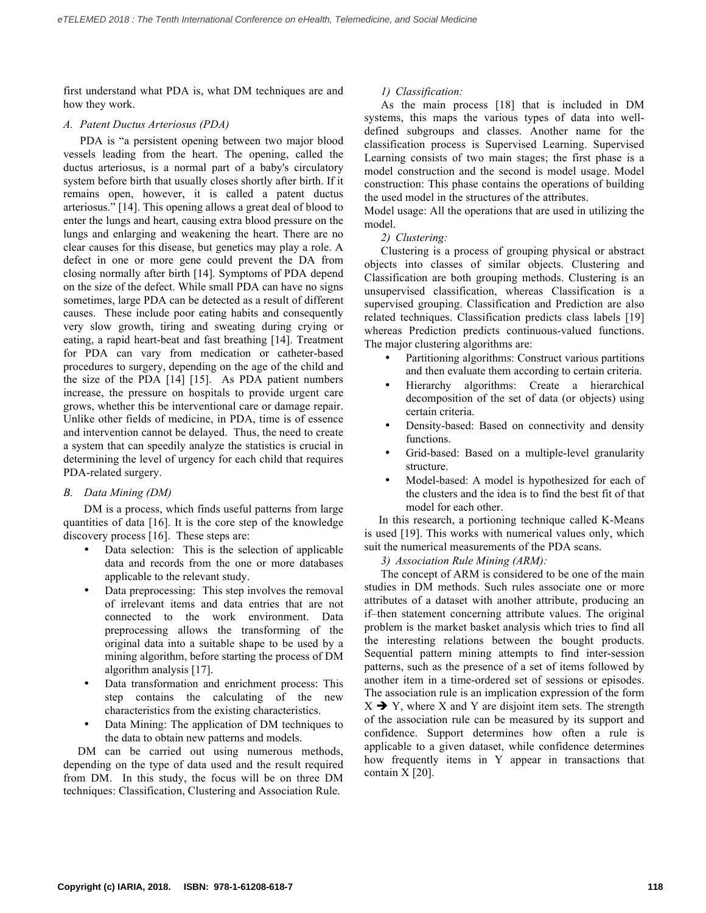first understand what PDA is, what DM techniques are and how they work.

### *A. Patent Ductus Arteriosus (PDA)*

PDA is "a persistent opening between two major blood vessels leading from the heart. The opening, called the ductus arteriosus, is a normal part of a baby's circulatory system before birth that usually closes shortly after birth. If it remains open, however, it is called a patent ductus arteriosus." [14]. This opening allows a great deal of blood to enter the lungs and heart, causing extra blood pressure on the lungs and enlarging and weakening the heart. There are no clear causes for this disease, but genetics may play a role. A defect in one or more gene could prevent the DA from closing normally after birth [14]. Symptoms of PDA depend on the size of the defect. While small PDA can have no signs sometimes, large PDA can be detected as a result of different causes. These include poor eating habits and consequently very slow growth, tiring and sweating during crying or eating, a rapid heart-beat and fast breathing [14]. Treatment for PDA can vary from medication or catheter-based procedures to surgery, depending on the age of the child and the size of the PDA [14] [15]. As PDA patient numbers increase, the pressure on hospitals to provide urgent care grows, whether this be interventional care or damage repair. Unlike other fields of medicine, in PDA, time is of essence and intervention cannot be delayed. Thus, the need to create a system that can speedily analyze the statistics is crucial in determining the level of urgency for each child that requires PDA-related surgery.

### *B. Data Mining (DM)*

DM is a process, which finds useful patterns from large quantities of data [16]. It is the core step of the knowledge discovery process [16]. These steps are:

- Data selection: This is the selection of applicable data and records from the one or more databases applicable to the relevant study.
- Data preprocessing: This step involves the removal of irrelevant items and data entries that are not connected to the work environment. Data preprocessing allows the transforming of the original data into a suitable shape to be used by a mining algorithm, before starting the process of DM algorithm analysis [17].
- Data transformation and enrichment process: This step contains the calculating of the new characteristics from the existing characteristics.
- Data Mining: The application of DM techniques to the data to obtain new patterns and models.

DM can be carried out using numerous methods, depending on the type of data used and the result required from DM. In this study, the focus will be on three DM techniques: Classification, Clustering and Association Rule.

#### *1) Classification:*

As the main process [18] that is included in DM systems, this maps the various types of data into well-defined subgroups and classes. Another name for the classification process is Supervised Learning. Supervised Learning consists of two main stages; the first phase is a model construction and the second is model usage. Model construction: This phase contains the operations of building the used model in the structures of the attributes.

Model usage: All the operations that are used in utilizing the model.

#### *2) Clustering:*

Clustering is a process of grouping physical or abstract objects into classes of similar objects. Clustering and Classification are both grouping methods. Clustering is an unsupervised classification, whereas Classification is a supervised grouping. Classification and Prediction are also related techniques. Classification predicts class labels [19] whereas Prediction predicts continuous-valued functions. The major clustering algorithms are:

- Partitioning algorithms: Construct various partitions and then evaluate them according to certain criteria.
- Hierarchy algorithms: Create a hierarchical decomposition of the set of data (or objects) using certain criteria.
- Density-based: Based on connectivity and density functions.
- Grid-based: Based on a multiple-level granularity structure.
- Model-based: A model is hypothesized for each of the clusters and the idea is to find the best fit of that model for each other.

In this research, a portioning technique called K-Means is used [19]. This works with numerical values only, which suit the numerical measurements of the PDA scans.

#### *3) Association Rule Mining (ARM):*

The concept of ARM is considered to be one of the main studies in DM methods. Such rules associate one or more attributes of a dataset with another attribute, producing an if–then statement concerning attribute values. The original problem is the market basket analysis which tries to find all the interesting relations between the bought products. Sequential pattern mining attempts to find inter-session patterns, such as the presence of a set of items followed by another item in a time-ordered set of sessions or episodes. The association rule is an implication expression of the form $X \rightarrow Y$, where X and Y are disjoint item sets. The strength of the association rule can be measured by its support and confidence. Support determines how often a rule is applicable to a given dataset, while confidence determines how frequently items in Y appear in transactions that contain X [20].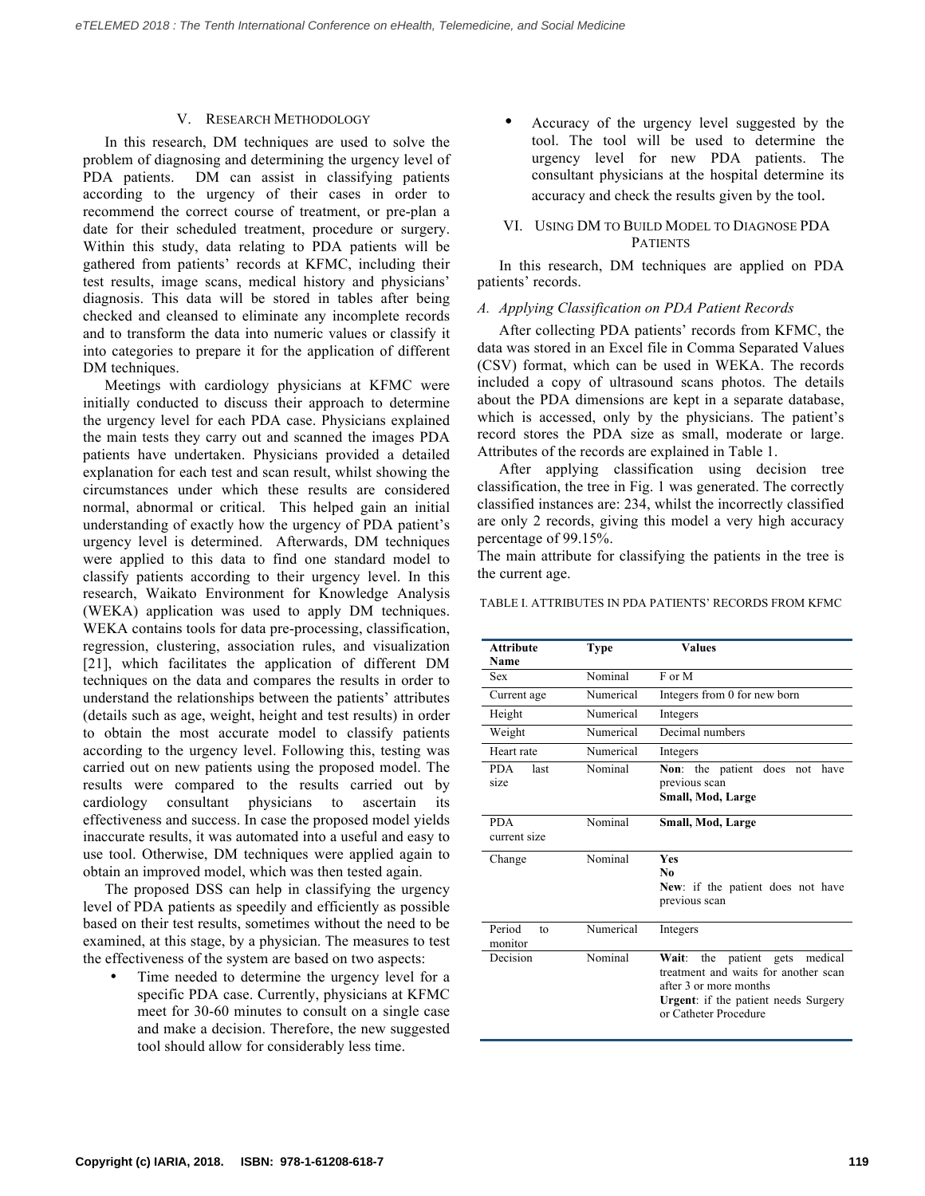## V. RESEARCH METHODOLOGY

In this research, DM techniques are used to solve the problem of diagnosing and determining the urgency level of PDA patients. DM can assist in classifying patients according to the urgency of their cases in order to recommend the correct course of treatment, or pre-plan a date for their scheduled treatment, procedure or surgery. Within this study, data relating to PDA patients will be gathered from patients' records at KFMC, including their test results, image scans, medical history and physicians' diagnosis. This data will be stored in tables after being checked and cleansed to eliminate any incomplete records and to transform the data into numeric values or classify it into categories to prepare it for the application of different DM techniques.

Meetings with cardiology physicians at KFMC were initially conducted to discuss their approach to determine the urgency level for each PDA case. Physicians explained the main tests they carry out and scanned the images PDA patients have undertaken. Physicians provided a detailed explanation for each test and scan result, whilst showing the circumstances under which these results are considered normal, abnormal or critical. This helped gain an initial understanding of exactly how the urgency of PDA patient's urgency level is determined. Afterwards, DM techniques were applied to this data to find one standard model to classify patients according to their urgency level. In this research, Waikato Environment for Knowledge Analysis (WEKA) application was used to apply DM techniques. WEKA contains tools for data pre-processing, classification, regression, clustering, association rules, and visualization [21], which facilitates the application of different DM techniques on the data and compares the results in order to understand the relationships between the patients' attributes (details such as age, weight, height and test results) in order to obtain the most accurate model to classify patients according to the urgency level. Following this, testing was carried out on new patients using the proposed model. The results were compared to the results carried out by cardiology consultant physicians to ascertain its effectiveness and success. In case the proposed model yields inaccurate results, it was automated into a useful and easy to use tool. Otherwise, DM techniques were applied again to obtain an improved model, which was then tested again.

The proposed DSS can help in classifying the urgency level of PDA patients as speedily and efficiently as possible based on their test results, sometimes without the need to be examined, at this stage, by a physician. The measures to test the effectiveness of the system are based on two aspects:

- Time needed to determine the urgency level for a specific PDA case. Currently, physicians at KFMC meet for 30-60 minutes to consult on a single case and make a decision. Therefore, the new suggested tool should allow for considerably less time.
- Accuracy of the urgency level suggested by the tool. The tool will be used to determine the urgency level for new PDA patients. The consultant physicians at the hospital determine its accuracy and check the results given by the tool.

## VI. USING DM TO BUILD MODEL TO DIAGNOSE PDA PATIENTS

In this research, DM techniques are applied on PDA patients' records.

### A. Applying Classification on PDA Patient Records

After collecting PDA patients' records from KFMC, the data was stored in an Excel file in Comma Separated Values (CSV) format, which can be used in WEKA. The records included a copy of ultrasound scans photos. The details about the PDA dimensions are kept in a separate database, which is accessed, only by the physicians. The patient's record stores the PDA size as small, moderate or large. Attributes of the records are explained in Table 1.

After applying classification using decision tree classification, the tree in Fig. 1 was generated. The correctly classified instances are: 234, whilst the incorrectly classified are only 2 records, giving this model a very high accuracy percentage of 99.15%.

The main attribute for classifying the patients in the tree is the current age.

TABLE I. ATTRIBUTES IN PDA PATIENTS' RECORDS FROM KFMC

| Attribute Name | Type | Values |
|---|---|---|
| Sex | Nominal | F or M |
| Current age | Numerical | Integers from 0 for new born |
| Height | Numerical | Integers |
| Weight | Numerical | Decimal numbers |
| Heart rate | Numerical | Integers |
| PDA last size | Nominal | **Non**: the patient does not have previous scan<br>**Small, Mod, Large** |
| PDA current size | Nominal | **Small, Mod, Large** |
| Change | Nominal | **Yes**<br>**No**<br>**New**: if the patient does not have previous scan |
| Period to monitor | Numerical | Integers |
| Decision | Nominal | **Wait**: the patient gets medical treatment and waits for another scan after 3 or more months<br>**Urgent**: if the patient needs Surgery or Catheter Procedure |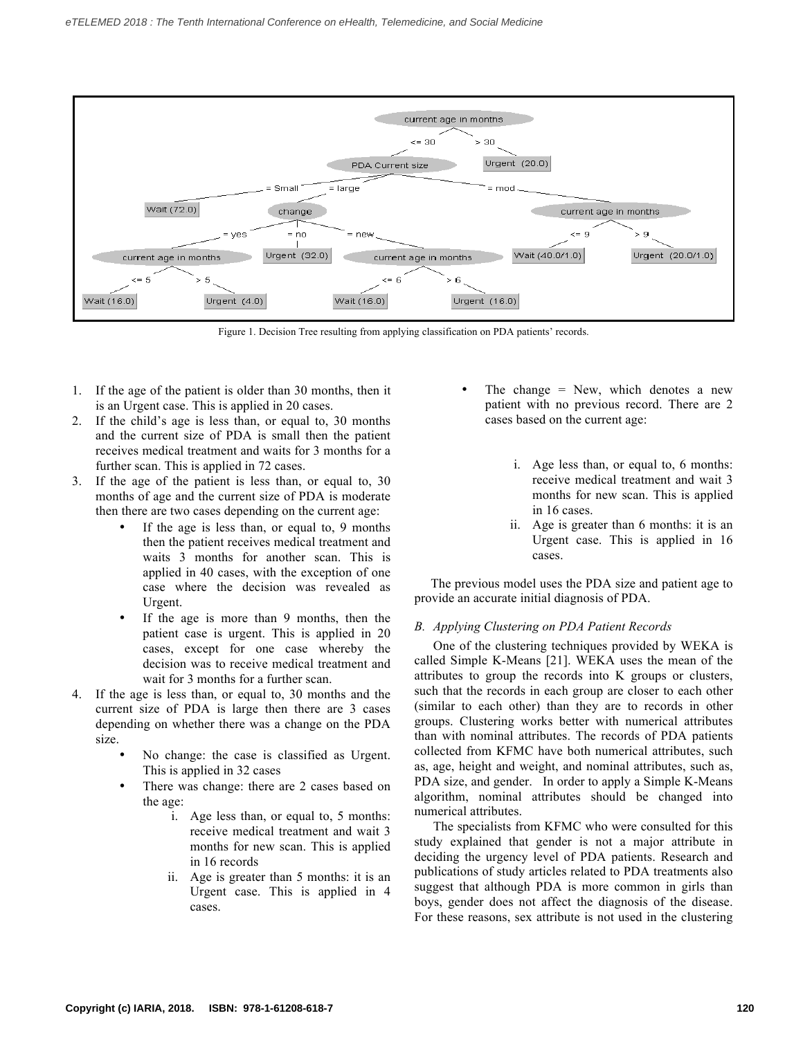Figure 1. Decision Tree resulting from applying classification on PDA patients' records.

1. If the age of the patient is older than 30 months, then it is an Urgent case. This is applied in 20 cases.
2. If the child's age is less than, or equal to, 30 months and the current size of PDA is small then the patient receives medical treatment and waits for 3 months for a further scan. This is applied in 72 cases.
3. If the age of the patient is less than, or equal to, 30 months of age and the current size of PDA is moderate then there are two cases depending on the current age:
   - If the age is less than, or equal to, 9 months then the patient receives medical treatment and waits 3 months for another scan. This is applied in 40 cases, with the exception of one case where the decision was revealed as Urgent.
   - If the age is more than 9 months, then the patient case is urgent. This is applied in 20 cases, except for one case whereby the decision was to receive medical treatment and wait for 3 months for a further scan.
4. If the age is less than, or equal to, 30 months and the current size of PDA is large then there are 3 cases depending on whether there was a change on the PDA size.
   - No change: the case is classified as Urgent. This is applied in 32 cases
   - There was change: there are 2 cases based on the age:
     1. Age less than, or equal to, 5 months: receive medical treatment and wait 3 months for new scan. This is applied in 16 records
     2. Age is greater than 5 months: it is an Urgent case. This is applied in 4 cases.
   - The change = New, which denotes a new patient with no previous record. There are 2 cases based on the current age:
     1. Age less than, or equal to, 6 months: receive medical treatment and wait 3 months for new scan. This is applied in 16 cases.
     2. Age is greater than 6 months: it is an Urgent case. This is applied in 16 cases.

The previous model uses the PDA size and patient age to provide an accurate initial diagnosis of PDA.

### *B. Applying Clustering on PDA Patient Records*

One of the clustering techniques provided by WEKA is called Simple K-Means [21]. WEKA uses the mean of the attributes to group the records into K groups or clusters, such that the records in each group are closer to each other (similar to each other) than they are to records in other groups. Clustering works better with numerical attributes than with nominal attributes. The records of PDA patients collected from KFMC have both numerical attributes, such as, age, height and weight, and nominal attributes, such as, PDA size, and gender. In order to apply a Simple K-Means algorithm, nominal attributes should be changed into numerical attributes.

The specialists from KFMC who were consulted for this study explained that gender is not a major attribute in deciding the urgency level of PDA patients. Research and publications of study articles related to PDA treatments also suggest that although PDA is more common in girls than boys, gender does not affect the diagnosis of the disease. For these reasons, sex attribute is not used in the clustering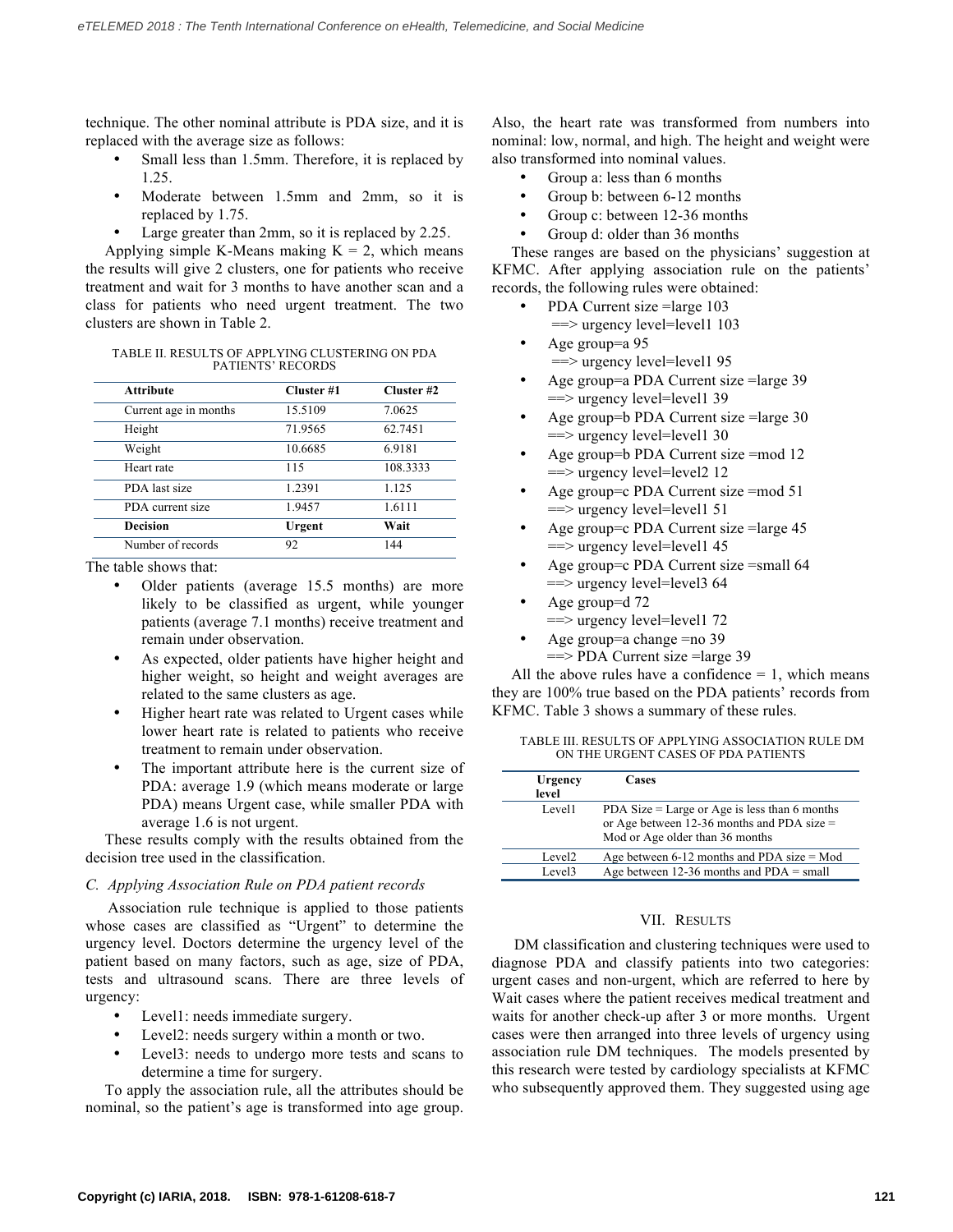technique. The other nominal attribute is PDA size, and it is replaced with the average size as follows:

- Small less than 1.5mm. Therefore, it is replaced by 1.25.
- Moderate between 1.5mm and 2mm, so it is replaced by 1.75.
- Large greater than 2mm, so it is replaced by 2.25.

Applying simple K-Means making K = 2, which means the results will give 2 clusters, one for patients who receive treatment and wait for 3 months to have another scan and a class for patients who need urgent treatment. The two clusters are shown in Table 2.

TABLE II. RESULTS OF APPLYING CLUSTERING ON PDA PATIENTS' RECORDS

| Attribute | Cluster #1 | Cluster #2 |
|---|---|---|
| Current age in months | 15.5109 | 7.0625 |
| Height | 71.9565 | 62.7451 |
| Weight | 10.6685 | 6.9181 |
| Heart rate | 115 | 108.3333 |
| PDA last size | 1.2391 | 1.125 |
| PDA current size | 1.9457 | 1.6111 |
| **Decision** | **Urgent** | **Wait** |
| Number of records | 92 | 144 |

The table shows that:

- Older patients (average 15.5 months) are more likely to be classified as urgent, while younger patients (average 7.1 months) receive treatment and remain under observation.
- As expected, older patients have higher height and higher weight, so height and weight averages are related to the same clusters as age.
- Higher heart rate was related to Urgent cases while lower heart rate is related to patients who receive treatment to remain under observation.
- The important attribute here is the current size of PDA: average 1.9 (which means moderate or large PDA) means Urgent case, while smaller PDA with average 1.6 is not urgent.

These results comply with the results obtained from the decision tree used in the classification.

### C. Applying Association Rule on PDA patient records

Association rule technique is applied to those patients whose cases are classified as "Urgent" to determine the urgency level. Doctors determine the urgency level of the patient based on many factors, such as age, size of PDA, tests and ultrasound scans. There are three levels of urgency:

- Level1: needs immediate surgery.
- Level2: needs surgery within a month or two.
- Level3: needs to undergo more tests and scans to determine a time for surgery.

To apply the association rule, all the attributes should be nominal, so the patient's age is transformed into age group. Also, the heart rate was transformed from numbers into nominal: low, normal, and high. The height and weight were also transformed into nominal values.

- Group a: less than 6 months
- Group b: between 6-12 months
- Group c: between 12-36 months
- Group d: older than 36 months

These ranges are based on the physicians' suggestion at KFMC. After applying association rule on the patients' records, the following rules were obtained:

- PDA Current size =large 103
  ==> urgency level=level1 103
- Age group=a 95
  ==> urgency level=level1 95
- Age group=a PDA Current size =large 39
  ==> urgency level=level1 39
- Age group=b PDA Current size =large 30
  ==> urgency level=level1 30
- Age group=b PDA Current size =mod 12
  ==> urgency level=level2 12
- Age group=c PDA Current size =mod 51
  ==> urgency level=level1 51
- Age group=c PDA Current size =large 45
  ==> urgency level=level1 45
- Age group=c PDA Current size =small 64
  ==> urgency level=level3 64
- Age group=d 72
  ==> urgency level=level1 72
- Age group=a change =no 39
  ==> PDA Current size =large 39

All the above rules have a confidence = 1, which means they are 100% true based on the PDA patients' records from KFMC. Table 3 shows a summary of these rules.

TABLE III. RESULTS OF APPLYING ASSOCIATION RULE DM ON THE URGENT CASES OF PDA PATIENTS

| Urgency level | Cases |
|---|---|
| Level1 | PDA Size = Large or Age is less than 6 months or Age between 12-36 months and PDA size = Mod or Age older than 36 months |
| Level2 | Age between 6-12 months and PDA size = Mod |
| Level3 | Age between 12-36 months and PDA = small |

## VII. RESULTS

DM classification and clustering techniques were used to diagnose PDA and classify patients into two categories: urgent cases and non-urgent, which are referred to here by Wait cases where the patient receives medical treatment and waits for another check-up after 3 or more months. Urgent cases were then arranged into three levels of urgency using association rule DM techniques. The models presented by this research were tested by cardiology specialists at KFMC who subsequently approved them. They suggested using age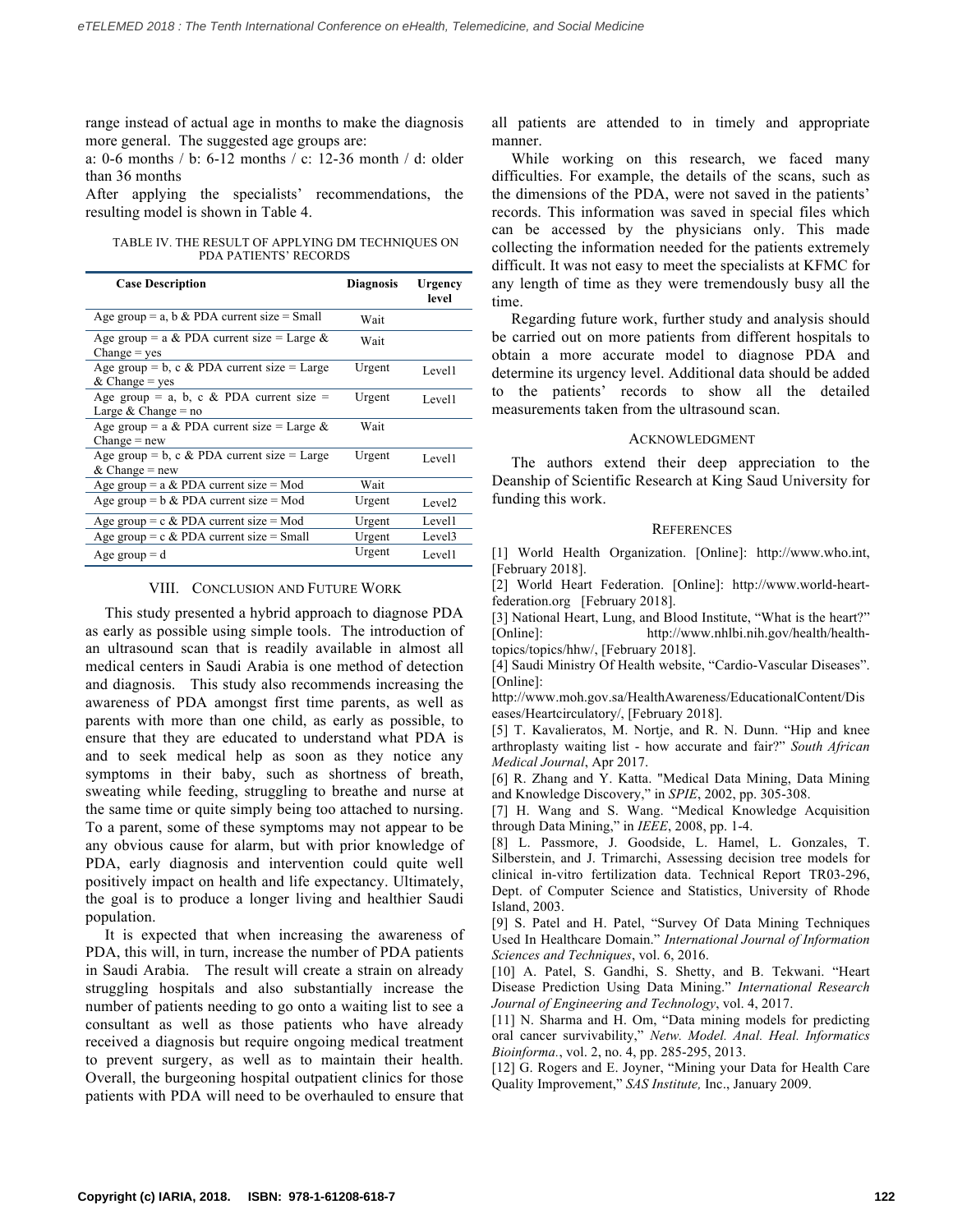range instead of actual age in months to make the diagnosis more general. The suggested age groups are:

a: 0-6 months / b: 6-12 months / c: 12-36 month / d: older than 36 months

After applying the specialists' recommendations, the resulting model is shown in Table 4.

TABLE IV. THE RESULT OF APPLYING DM TECHNIQUES ON PDA PATIENTS' RECORDS

| Case Description | Diagnosis | Urgency level |
|---|---|---|
| Age group = a, b & PDA current size = Small | Wait | |
| Age group = a & PDA current size = Large & Change = yes | Wait | |
| Age group = b, c & PDA current size = Large & Change = yes | Urgent | Level1 |
| Age group = a, b, c & PDA current size = Large & Change = no | Urgent | Level1 |
| Age group = a & PDA current size = Large & Change = new | Wait | |
| Age group = b, c & PDA current size = Large & Change = new | Urgent | Level1 |
| Age group = a & PDA current size = Mod | Wait | |
| Age group = b & PDA current size = Mod | Urgent | Level2 |
| Age group = c & PDA current size = Mod | Urgent | Level1 |
| Age group = c & PDA current size = Small | Urgent | Level3 |
| Age group = d | Urgent | Level1 |

## VIII. Conclusion and Future Work

This study presented a hybrid approach to diagnose PDA as early as possible using simple tools. The introduction of an ultrasound scan that is readily available in almost all medical centers in Saudi Arabia is one method of detection and diagnosis. This study also recommends increasing the awareness of PDA amongst first time parents, as well as parents with more than one child, as early as possible, to ensure that they are educated to understand what PDA is and to seek medical help as soon as they notice any symptoms in their baby, such as shortness of breath, sweating while feeding, struggling to breathe and nurse at the same time or quite simply being too attached to nursing. To a parent, some of these symptoms may not appear to be any obvious cause for alarm, but with prior knowledge of PDA, early diagnosis and intervention could quite well positively impact on health and life expectancy. Ultimately, the goal is to produce a longer living and healthier Saudi population.

It is expected that when increasing the awareness of PDA, this will, in turn, increase the number of PDA patients in Saudi Arabia. The result will create a strain on already struggling hospitals and also substantially increase the number of patients needing to go onto a waiting list to see a consultant as well as those patients who have already received a diagnosis but require ongoing medical treatment to prevent surgery, as well as to maintain their health. Overall, the burgeoning hospital outpatient clinics for those patients with PDA will need to be overhauled to ensure that all patients are attended to in timely and appropriate manner.

While working on this research, we faced many difficulties. For example, the details of the scans, such as the dimensions of the PDA, were not saved in the patients' records. This information was saved in special files which can be accessed by the physicians only. This made collecting the information needed for the patients extremely difficult. It was not easy to meet the specialists at KFMC for any length of time as they were tremendously busy all the time.

Regarding future work, further study and analysis should be carried out on more patients from different hospitals to obtain a more accurate model to diagnose PDA and determine its urgency level. Additional data should be added to the patients' records to show all the detailed measurements taken from the ultrasound scan.

## Acknowledgment

The authors extend their deep appreciation to the Deanship of Scientific Research at King Saud University for funding this work.

## References

[1] World Health Organization. [Online]: http://www.who.int, [February 2018].

[2] World Heart Federation. [Online]: http://www.world-heart-federation.org [February 2018].

[3] National Heart, Lung, and Blood Institute, "What is the heart?" [Online]: http://www.nhlbi.nih.gov/health/health-topics/topics/hhw/, [February 2018].

[4] Saudi Ministry Of Health website, "Cardio-Vascular Diseases". [Online]: http://www.moh.gov.sa/HealthAwareness/EducationalContent/Diseases/Heartcirculatory/, [February 2018].

[5] T. Kavalieratos, M. Nortje, and R. N. Dunn. "Hip and knee arthroplasty waiting list - how accurate and fair?" *South African Medical Journal*, Apr 2017.

[6] R. Zhang and Y. Katta. "Medical Data Mining, Data Mining and Knowledge Discovery," in *SPIE*, 2002, pp. 305-308.

[7] H. Wang and S. Wang. "Medical Knowledge Acquisition through Data Mining," in *IEEE*, 2008, pp. 1-4.

[8] L. Passmore, J. Goodside, L. Hamel, L. Gonzales, T. Silberstein, and J. Trimarchi, Assessing decision tree models for clinical in-vitro fertilization data. Technical Report TR03-296, Dept. of Computer Science and Statistics, University of Rhode Island, 2003.

[9] S. Patel and H. Patel, "Survey Of Data Mining Techniques Used In Healthcare Domain." *International Journal of Information Sciences and Techniques*, vol. 6, 2016.

[10] A. Patel, S. Gandhi, S. Shetty, and B. Tekwani. "Heart Disease Prediction Using Data Mining." *International Research Journal of Engineering and Technology*, vol. 4, 2017.

[11] N. Sharma and H. Om, "Data mining models for predicting oral cancer survivability," *Netw. Model. Anal. Heal. Informatics Bioinforma.*, vol. 2, no. 4, pp. 285-295, 2013.

[12] G. Rogers and E. Joyner, "Mining your Data for Health Care Quality Improvement," *SAS Institute,* Inc., January 2009.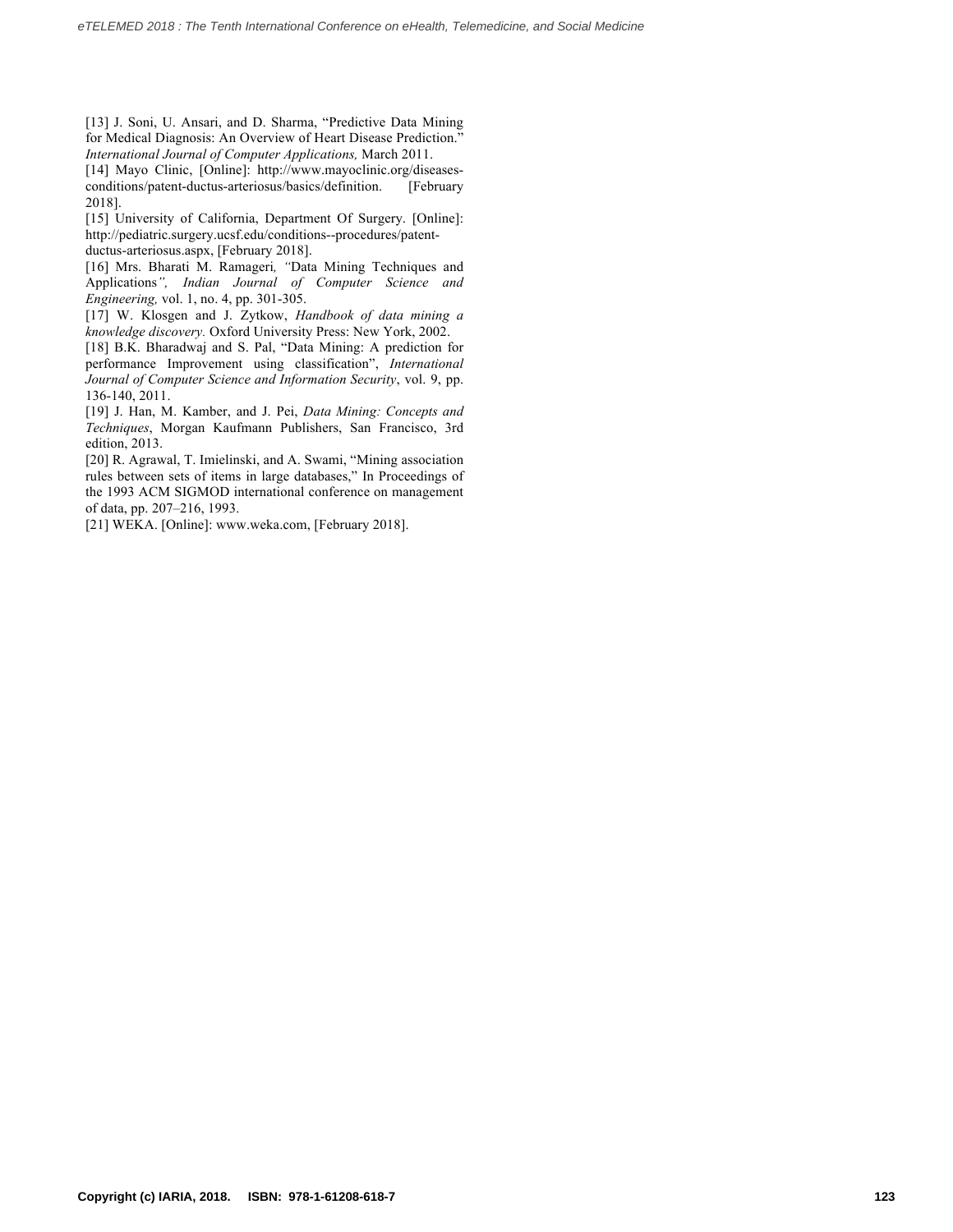[13] J. Soni, U. Ansari, and D. Sharma, "Predictive Data Mining for Medical Diagnosis: An Overview of Heart Disease Prediction." *International Journal of Computer Applications,* March 2011.

[14] Mayo Clinic, [Online]: http://www.mayoclinic.org/diseases-conditions/patent-ductus-arteriosus/basics/definition. [February 2018].

[15] University of California, Department Of Surgery. [Online]: http://pediatric.surgery.ucsf.edu/conditions--procedures/patent-ductus-arteriosus.aspx, [February 2018].

[16] Mrs. Bharati M. Ramageri*, "*Data Mining Techniques and Applications*", Indian Journal of Computer Science and Engineering,* vol. 1, no. 4, pp. 301-305.

[17] W. Klosgen and J. Zytkow, *Handbook of data mining a knowledge discovery.* Oxford University Press: New York, 2002.

[18] B.K. Bharadwaj and S. Pal, "Data Mining: A prediction for performance Improvement using classification", *International Journal of Computer Science and Information Security*, vol. 9, pp. 136-140, 2011.

[19] J. Han, M. Kamber, and J. Pei, *Data Mining: Concepts and Techniques*, Morgan Kaufmann Publishers, San Francisco, 3rd edition, 2013.

[20] R. Agrawal, T. Imielinski, and A. Swami, "Mining association rules between sets of items in large databases," In Proceedings of the 1993 ACM SIGMOD international conference on management of data, pp. 207–216, 1993.

[21] WEKA. [Online]: www.weka.com, [February 2018].